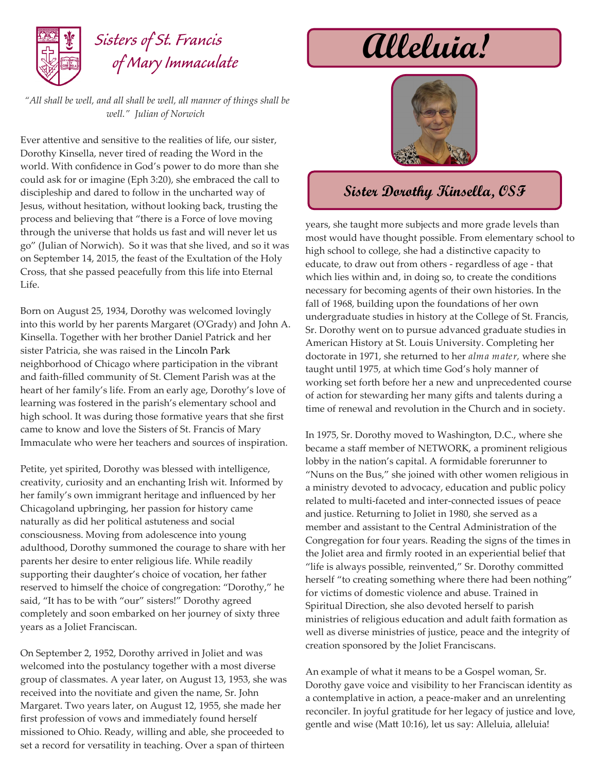# Sisters of St. Francis of Mary Immaculate

# Alleluia!

## Sister Dorothy Kinsella, OSF

*"All shall be well, and all shall be well, all manner of things shall be well." Julian of Norwich*

Ever attentive and sensitive to the realities of life, our sister, Dorothy Kinsella, never tired of reading the Word in the world. With confidence in God's power to do more than she could ask for or imagine (Eph 3:20), she embraced the call to discipleship and dared to follow in the uncharted way of Jesus, without hesitation, without looking back, trusting the process and believing that "there is a Force of love moving through the universe that holds us fast and will never let us go" (Julian of Norwich). So it was that she lived, and so it was on September 14, 2015, the feast of the Exultation of the Holy Cross, that she passed peacefully from this life into Eternal Life.

Born on August 25, 1934, Dorothy was welcomed lovingly into this world by her parents Margaret (O'Grady) and John A. Kinsella. Together with her brother Daniel Patrick and her sister Patricia, she was raised in the Lincoln Park neighborhood of Chicago where participation in the vibrant and faith-filled community of St. Clement Parish was at the heart of her family's life. From an early age, Dorothy's love of learning was fostered in the parish's elementary school and high school. It was during those formative years that she first came to know and love the Sisters of St. Francis of Mary Immaculate who were her teachers and sources of inspiration.

Petite, yet spirited, Dorothy was blessed with intelligence, creativity, curiosity and an enchanting Irish wit. Informed by her family's own immigrant heritage and influenced by her Chicagoland upbringing, her passion for history came naturally as did her political astuteness and social consciousness. Moving from adolescence into young adulthood, Dorothy summoned the courage to share with her parents her desire to enter religious life. While readily supporting their daughter's choice of vocation, her father reserved to himself the choice of congregation: "Dorothy," he said, "It has to be with "our" sisters!" Dorothy agreed completely and soon embarked on her journey of sixty three years as a Joliet Franciscan.

On September 2, 1952, Dorothy arrived in Joliet and was welcomed into the postulancy together with a most diverse group of classmates. A year later, on August 13, 1953, she was received into the novitiate and given the name, Sr. John Margaret. Two years later, on August 12, 1955, she made her first profession of vows and immediately found herself missioned to Ohio. Ready, willing and able, she proceeded to set a record for versatility in teaching. Over a span of thirteen years, she taught more subjects and more grade levels than most would have thought possible. From elementary school to high school to college, she had a distinctive capacity to educate, to draw out from others - regardless of age - that which lies within and, in doing so, to create the conditions necessary for becoming agents of their own histories. In the fall of 1968, building upon the foundations of her own undergraduate studies in history at the College of St. Francis, Sr. Dorothy went on to pursue advanced graduate studies in American History at St. Louis University. Completing her doctorate in 1971, she returned to her *alma mater,* where she taught until 1975, at which time God's holy manner of working set forth before her a new and unprecedented course of action for stewarding her many gifts and talents during a time of renewal and revolution in the Church and in society.

In 1975, Sr. Dorothy moved to Washington, D.C., where she became a staff member of NETWORK, a prominent religious lobby in the nation's capital. A formidable forerunner to "Nuns on the Bus," she joined with other women religious in a ministry devoted to advocacy, education and public policy related to multi-faceted and inter-connected issues of peace and justice. Returning to Joliet in 1980, she served as a member and assistant to the Central Administration of the Congregation for four years. Reading the signs of the times in the Joliet area and firmly rooted in an experiential belief that "life is always possible, reinvented," Sr. Dorothy committed herself "to creating something where there had been nothing" for victims of domestic violence and abuse. Trained in Spiritual Direction, she also devoted herself to parish ministries of religious education and adult faith formation as well as diverse ministries of justice, peace and the integrity of creation sponsored by the Joliet Franciscans.

An example of what it means to be a Gospel woman, Sr. Dorothy gave voice and visibility to her Franciscan identity as a contemplative in action, a peace-maker and an unrelenting reconciler. In joyful gratitude for her legacy of justice and love, gentle and wise (Matt 10:16), let us say: Alleluia, alleluia!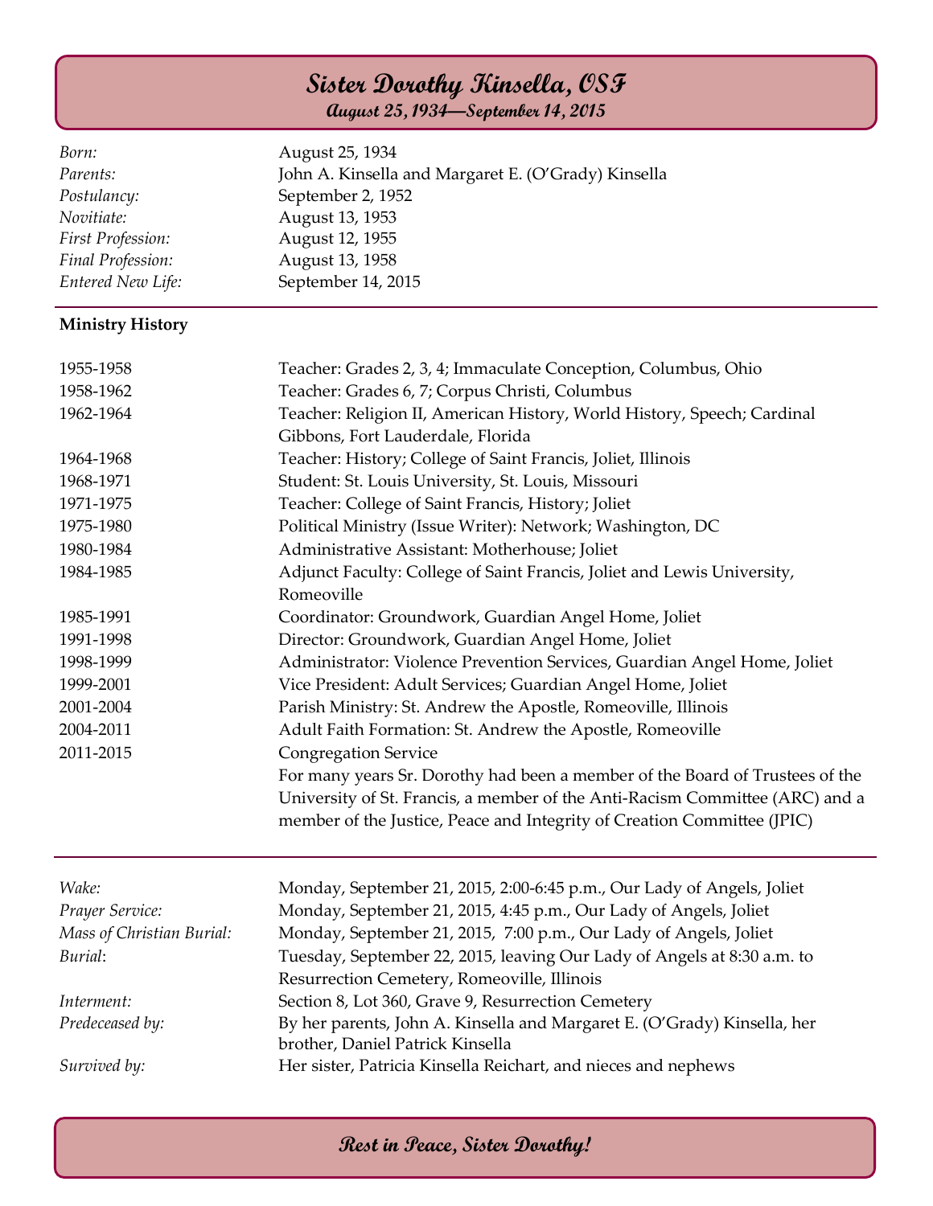# Sister Dorothy Kinsella, OSF

**August 25, 1934—September 14, 2015**

| | |
|---|---|
| *Born:* | August 25, 1934 |
| *Parents:* | John A. Kinsella and Margaret E. (O'Grady) Kinsella |
| *Postulancy:* | September 2, 1952 |
| *Novitiate:* | August 13, 1953 |
| *First Profession:* | August 12, 1955 |
| *Final Profession:* | August 13, 1958 |
| *Entered New Life:* | September 14, 2015 |

**Ministry History**

| | |
|---|---|
| 1955-1958 | Teacher: Grades 2, 3, 4; Immaculate Conception, Columbus, Ohio |
| 1958-1962 | Teacher: Grades 6, 7; Corpus Christi, Columbus |
| 1962-1964 | Teacher: Religion II, American History, World History, Speech; Cardinal Gibbons, Fort Lauderdale, Florida |
| 1964-1968 | Teacher: History; College of Saint Francis, Joliet, Illinois |
| 1968-1971 | Student: St. Louis University, St. Louis, Missouri |
| 1971-1975 | Teacher: College of Saint Francis, History; Joliet |
| 1975-1980 | Political Ministry (Issue Writer): Network; Washington, DC |
| 1980-1984 | Administrative Assistant: Motherhouse; Joliet |
| 1984-1985 | Adjunct Faculty: College of Saint Francis, Joliet and Lewis University, Romeoville |
| 1985-1991 | Coordinator: Groundwork, Guardian Angel Home, Joliet |
| 1991-1998 | Director: Groundwork, Guardian Angel Home, Joliet |
| 1998-1999 | Administrator: Violence Prevention Services, Guardian Angel Home, Joliet |
| 1999-2001 | Vice President: Adult Services; Guardian Angel Home, Joliet |
| 2001-2004 | Parish Ministry: St. Andrew the Apostle, Romeoville, Illinois |
| 2004-2011 | Adult Faith Formation: St. Andrew the Apostle, Romeoville |
| 2011-2015 | Congregation Service |

For many years Sr. Dorothy had been a member of the Board of Trustees of the University of St. Francis, a member of the Anti-Racism Committee (ARC) and a member of the Justice, Peace and Integrity of Creation Committee (JPIC)

| | |
|---|---|
| *Wake:* | Monday, September 21, 2015, 2:00-6:45 p.m., Our Lady of Angels, Joliet |
| *Prayer Service:* | Monday, September 21, 2015, 4:45 p.m., Our Lady of Angels, Joliet |
| *Mass of Christian Burial:* | Monday, September 21, 2015, 7:00 p.m., Our Lady of Angels, Joliet |
| *Burial:* | Tuesday, September 22, 2015, leaving Our Lady of Angels at 8:30 a.m. to Resurrection Cemetery, Romeoville, Illinois |
| *Interment:* | Section 8, Lot 360, Grave 9, Resurrection Cemetery |
| *Predeceased by:* | By her parents, John A. Kinsella and Margaret E. (O'Grady) Kinsella, her brother, Daniel Patrick Kinsella |
| *Survived by:* | Her sister, Patricia Kinsella Reichart, and nieces and nephews |

**Rest in Peace, Sister Dorothy!**